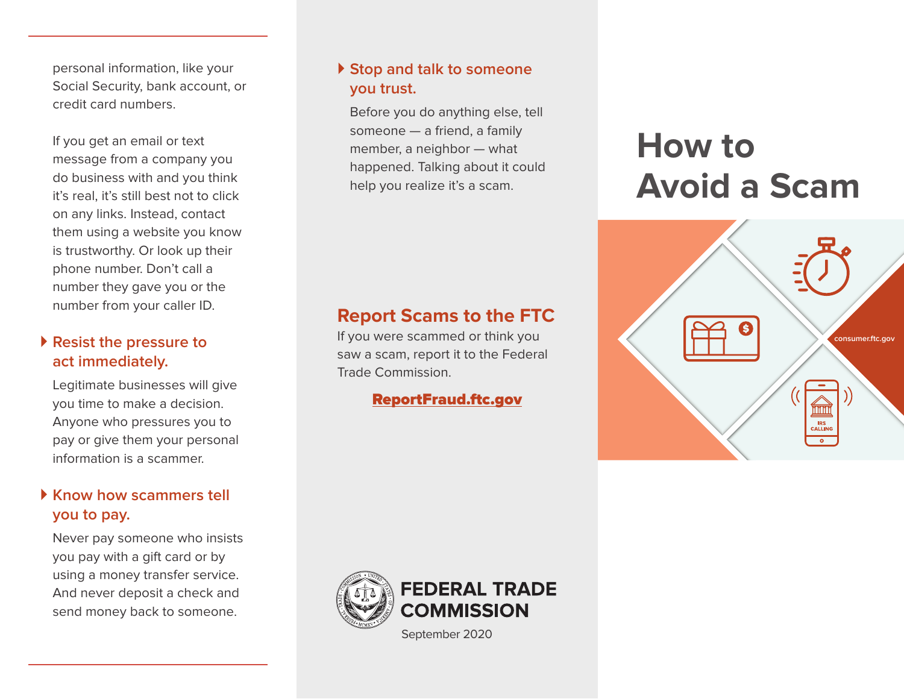personal information, like your Social Security, bank account, or credit card numbers.

If you get an email or text message from a company you do business with and you think it's real, it's still best not to click on any links. Instead, contact them using a website you know is trustworthy. Or look up their phone number. Don't call a number they gave you or the number from your caller ID.

### Resist the pressure to act immediately.

Legitimate businesses will give you time to make a decision. Anyone who pressures you to pay or give them your personal information is a scammer.

### Know how scammers tell you to pay.

Never pay someone who insists you pay with a gift card or by using a money transfer service. And never deposit a check and send money back to someone.

### Stop and talk to someone you trust.

Before you do anything else, tell someone — a friend, a family member, a neighbor — what happened. Talking about it could help you realize it's a scam.

## Report Scams to the FTC

If you were scammed or think you saw a scam, report it to the Federal Trade Commission.

**ReportFraud.ftc.gov**

**FEDERAL TRADE COMMISSION**

September 2020

# How to Avoid a Scam

consumer.ftc.gov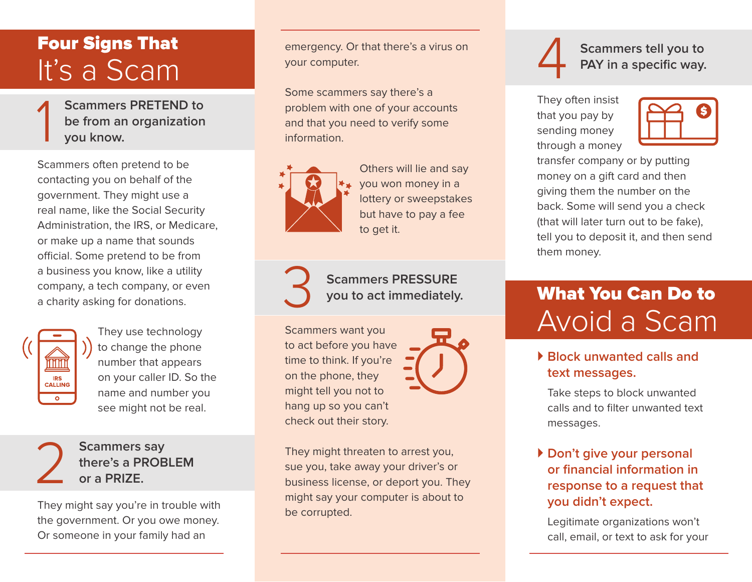# Four Signs That It's a Scam

## 1 Scammers PRETEND to be from an organization you know.

Scammers often pretend to be contacting you on behalf of the government. They might use a real name, like the Social Security Administration, the IRS, or Medicare, or make up a name that sounds official. Some pretend to be from a business you know, like a utility company, a tech company, or even a charity asking for donations.

IRS CALLING

They use technology to change the phone number that appears on your caller ID. So the name and number you see might not be real.

## 2 Scammers say there's a PROBLEM or a PRIZE.

They might say you're in trouble with the government. Or you owe money. Or someone in your family had an emergency. Or that there's a virus on your computer.

Some scammers say there's a problem with one of your accounts and that you need to verify some information.

Others will lie and say you won money in a lottery or sweepstakes but have to pay a fee to get it.

## 3 Scammers PRESSURE you to act immediately.

Scammers want you to act before you have time to think. If you're on the phone, they might tell you not to hang up so you can't check out their story.

They might threaten to arrest you, sue you, take away your driver's or business license, or deport you. They might say your computer is about to be corrupted.

## 4 Scammers tell you to PAY in a specific way.

They often insist that you pay by sending money through a money transfer company or by putting money on a gift card and then giving them the number on the back. Some will send you a check (that will later turn out to be fake), tell you to deposit it, and then send them money.

# What You Can Do to Avoid a Scam

- **Block unwanted calls and text messages.**

  Take steps to block unwanted calls and to filter unwanted text messages.

- **Don't give your personal or financial information in response to a request that you didn't expect.**

  Legitimate organizations won't call, email, or text to ask for your